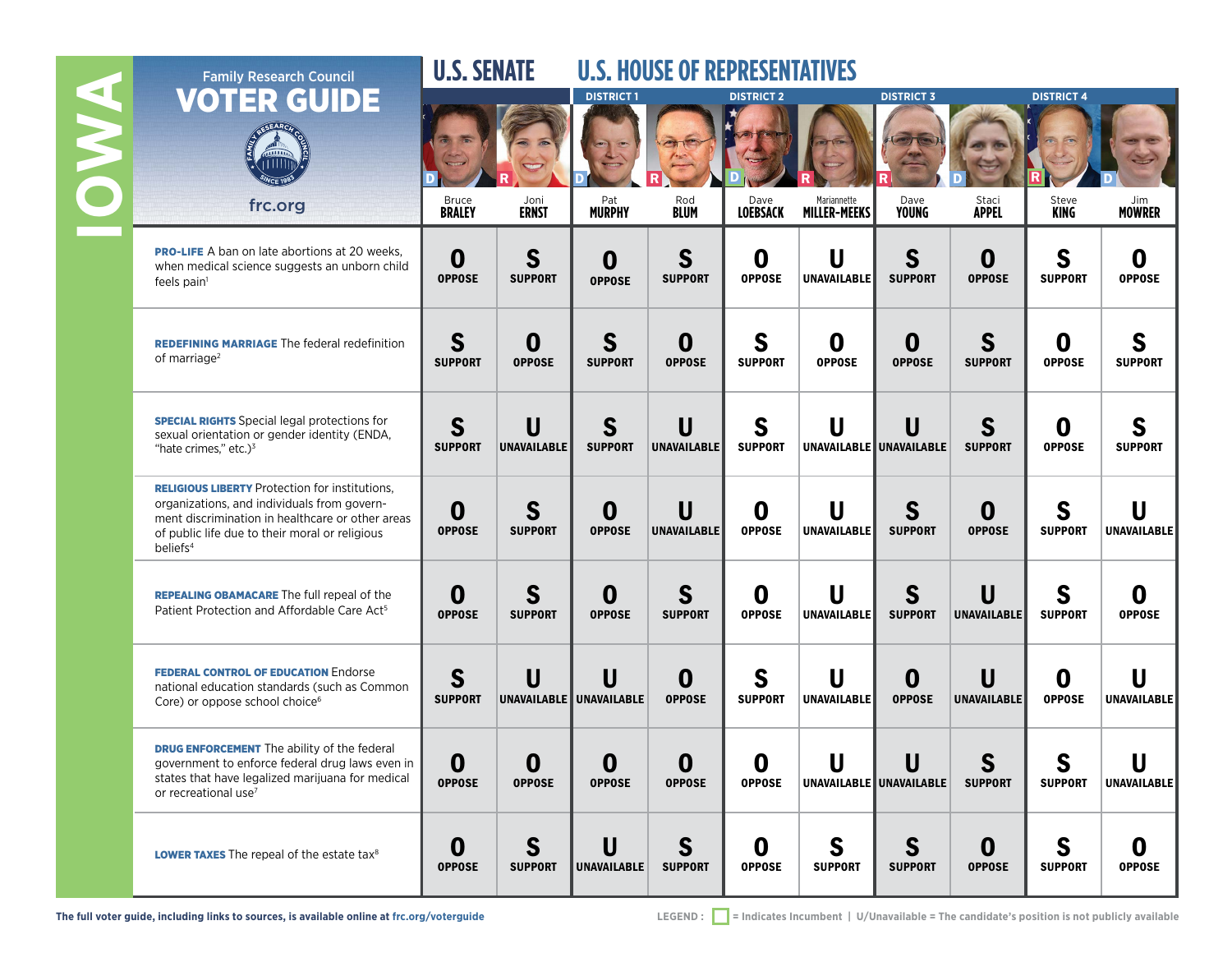# IOWA

## Family Research Council VOTER GUIDE

frc.org

| | U.S. SENATE | | U.S. HOUSE OF REPRESENTATIVES | | | | | | | |
|---|---|---|---|---|---|---|---|---|---|---|
| | | | DISTRICT 1 | | DISTRICT 2 | | DISTRICT 3 | | DISTRICT 4 | |
| | Bruce BRALEY (D) | Joni ERNST (R) | Pat MURPHY (D) | Rod BLUM (R) | Dave LOEBSACK (D) | Mariannette MILLER-MEEKS (R) | Dave YOUNG (R) | Staci APPEL (D) | Steve KING (R) | Jim MOWRER (D) |
| **PRO-LIFE** A ban on late abortions at 20 weeks, when medical science suggests an unborn child feels pain[1] | O OPPOSE | S SUPPORT | O OPPOSE | S SUPPORT | O OPPOSE | U UNAVAILABLE | S SUPPORT | O OPPOSE | S SUPPORT | O OPPOSE |
| **REDEFINING MARRIAGE** The federal redefinition of marriage[2] | S SUPPORT | O OPPOSE | S SUPPORT | O OPPOSE | S SUPPORT | O OPPOSE | O OPPOSE | S SUPPORT | O OPPOSE | S SUPPORT |
| **SPECIAL RIGHTS** Special legal protections for sexual orientation or gender identity (ENDA, "hate crimes," etc.)[3] | S SUPPORT | U UNAVAILABLE | S SUPPORT | U UNAVAILABLE | S SUPPORT | U UNAVAILABLE | U UNAVAILABLE | S SUPPORT | O OPPOSE | S SUPPORT |
| **RELIGIOUS LIBERTY** Protection for institutions, organizations, and individuals from government discrimination in healthcare or other areas of public life due to their moral or religious beliefs[4] | O OPPOSE | S SUPPORT | O OPPOSE | U UNAVAILABLE | O OPPOSE | U UNAVAILABLE | S SUPPORT | O OPPOSE | S SUPPORT | U UNAVAILABLE |
| **REPEALING OBAMACARE** The full repeal of the Patient Protection and Affordable Care Act[5] | O OPPOSE | S SUPPORT | O OPPOSE | S SUPPORT | O OPPOSE | U UNAVAILABLE | S SUPPORT | U UNAVAILABLE | S SUPPORT | O OPPOSE |
| **FEDERAL CONTROL OF EDUCATION** Endorse national education standards (such as Common Core) or oppose school choice[6] | S SUPPORT | U UNAVAILABLE | U UNAVAILABLE | O OPPOSE | S SUPPORT | U UNAVAILABLE | O OPPOSE | U UNAVAILABLE | O OPPOSE | U UNAVAILABLE |
| **DRUG ENFORCEMENT** The ability of the federal government to enforce federal drug laws even in states that have legalized marijuana for medical or recreational use[7] | O OPPOSE | O OPPOSE | O OPPOSE | O OPPOSE | O OPPOSE | U UNAVAILABLE | U UNAVAILABLE | S SUPPORT | S SUPPORT | U UNAVAILABLE |
| **LOWER TAXES** The repeal of the estate tax[8] | O OPPOSE | S SUPPORT | U UNAVAILABLE | S SUPPORT | O OPPOSE | S SUPPORT | S SUPPORT | O OPPOSE | S SUPPORT | O OPPOSE |

The full voter guide, including links to sources, is available online at frc.org/voterguide

LEGEND: ☐ = Indicates Incumbent | U/Unavailable = The candidate's position is not publicly available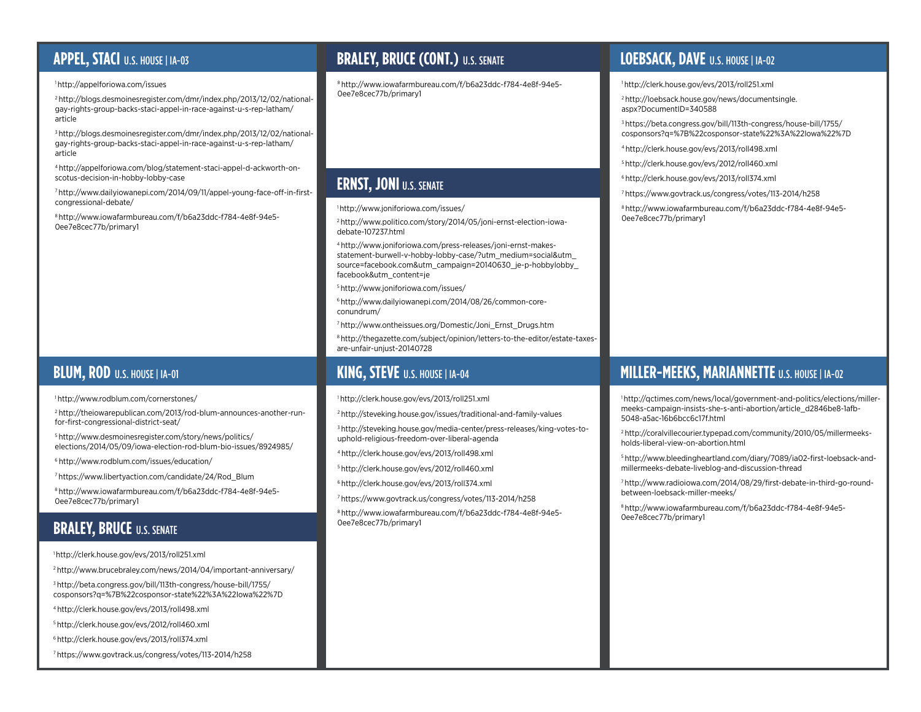## APPEL, STACI U.S. HOUSE | IA-03

[1] http://appelforiowa.com/issues

[2] http://blogs.desmoinesregister.com/dmr/index.php/2013/12/02/national-gay-rights-group-backs-staci-appel-in-race-against-u-s-rep-latham/article

[3] http://blogs.desmoinesregister.com/dmr/index.php/2013/12/02/national-gay-rights-group-backs-staci-appel-in-race-against-u-s-rep-latham/article

[4] http://appelforiowa.com/blog/statement-staci-appel-d-ackworth-on-scotus-decision-in-hobby-lobby-case

[7] http://www.dailyiowanepi.com/2014/09/11/appel-young-face-off-in-first-congressional-debate/

[8] http://www.iowafarmbureau.com/f/b6a23ddc-f784-4e8f-94e5-0ee7e8cec77b/primary1

## BLUM, ROD U.S. HOUSE | IA-01

[1] http://www.rodblum.com/cornerstones/

[2] http://theiowarepublican.com/2013/rod-blum-announces-another-run-for-first-congressional-district-seat/

[5] http://www.desmoinesregister.com/story/news/politics/elections/2014/05/09/iowa-election-rod-blum-bio-issues/8924985/

[6] http://www.rodblum.com/issues/education/

[7] https://www.libertyaction.com/candidate/24/Rod_Blum

[8] http://www.iowafarmbureau.com/f/b6a23ddc-f784-4e8f-94e5-0ee7e8cec77b/primary1

## BRALEY, BRUCE U.S. SENATE

[1] http://clerk.house.gov/evs/2013/roll251.xml

[2] http://www.brucebraley.com/news/2014/04/important-anniversary/

[3] http://beta.congress.gov/bill/113th-congress/house-bill/1755/cosponsors?q=%7B%22cosponsor-state%22%3A%22Iowa%22%7D

[4] http://clerk.house.gov/evs/2013/roll498.xml

[5] http://clerk.house.gov/evs/2012/roll460.xml

[6] http://clerk.house.gov/evs/2013/roll374.xml

[7] https://www.govtrack.us/congress/votes/113-2014/h258

## BRALEY, BRUCE (CONT.) U.S. SENATE

[8] http://www.iowafarmbureau.com/f/b6a23ddc-f784-4e8f-94e5-0ee7e8cec77b/primary1

## ERNST, JONI U.S. SENATE

[1] http://www.joniforiowa.com/issues/

[2] http://www.politico.com/story/2014/05/joni-ernst-election-iowa-debate-107237.html

[4] http://www.joniforiowa.com/press-releases/joni-ernst-makes-statement-burwell-v-hobby-lobby-case/?utm_medium=social&utm_source=facebook.com&utm_campaign=20140630_je-p-hobbylobby_facebook&utm_content=je

[5] http://www.joniforiowa.com/issues/

[6] http://www.dailyiowanepi.com/2014/08/26/common-core-conundrum/

[7] http://www.ontheissues.org/Domestic/Joni_Ernst_Drugs.htm

[8] http://thegazette.com/subject/opinion/letters-to-the-editor/estate-taxes-are-unfair-unjust-20140728

## KING, STEVE U.S. HOUSE | IA-04

[1] http://clerk.house.gov/evs/2013/roll251.xml

[2] http://steveking.house.gov/issues/traditional-and-family-values

[3] http://steveking.house.gov/media-center/press-releases/king-votes-to-uphold-religious-freedom-over-liberal-agenda

[4] http://clerk.house.gov/evs/2013/roll498.xml

[5] http://clerk.house.gov/evs/2012/roll460.xml

[6] http://clerk.house.gov/evs/2013/roll374.xml

[7] https://www.govtrack.us/congress/votes/113-2014/h258

[8] http://www.iowafarmbureau.com/f/b6a23ddc-f784-4e8f-94e5-0ee7e8cec77b/primary1

## LOEBSACK, DAVE U.S. HOUSE | IA-02

[1] http://clerk.house.gov/evs/2013/roll251.xml

[2] http://loebsack.house.gov/news/documentsingle.aspx?DocumentID=340588

[3] https://beta.congress.gov/bill/113th-congress/house-bill/1755/cosponsors?q=%7B%22cosponsor-state%22%3A%22Iowa%22%7D

[4] http://clerk.house.gov/evs/2013/roll498.xml

[5] http://clerk.house.gov/evs/2012/roll460.xml

[6] http://clerk.house.gov/evs/2013/roll374.xml

[7] https://www.govtrack.us/congress/votes/113-2014/h258

[8] http://www.iowafarmbureau.com/f/b6a23ddc-f784-4e8f-94e5-0ee7e8cec77b/primary1

## MILLER-MEEKS, MARIANNETTE U.S. HOUSE | IA-02

[1] http://qctimes.com/news/local/government-and-politics/elections/miller-meeks-campaign-insists-she-s-anti-abortion/article_d2846be8-1afb-5048-a5ac-16b6bcc6c17f.html

[2] http://coralvillecourier.typepad.com/community/2010/05/millermeeks-holds-liberal-view-on-abortion.html

[5] http://www.bleedingheartland.com/diary/7089/ia02-first-loebsack-and-millermeeks-debate-liveblog-and-discussion-thread

[7] http://www.radioiowa.com/2014/08/29/first-debate-in-third-go-round-between-loebsack-miller-meeks/

[8] http://www.iowafarmbureau.com/f/b6a23ddc-f784-4e8f-94e5-0ee7e8cec77b/primary1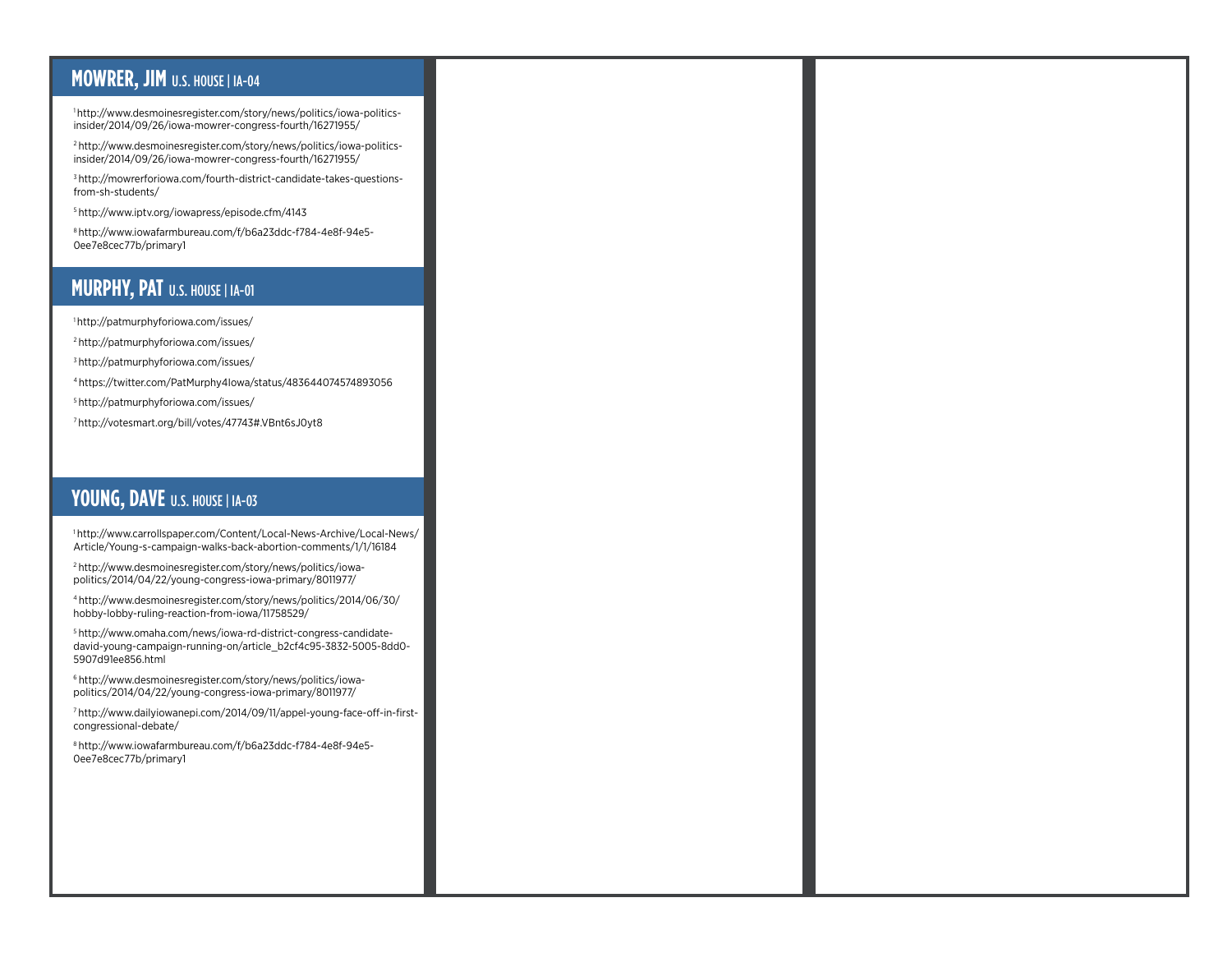## MOWRER, JIM U.S. HOUSE | IA-04

[1] http://www.desmoinesregister.com/story/news/politics/iowa-politics-insider/2014/09/26/iowa-mowrer-congress-fourth/16271955/

[2] http://www.desmoinesregister.com/story/news/politics/iowa-politics-insider/2014/09/26/iowa-mowrer-congress-fourth/16271955/

[3] http://mowrerforiowa.com/fourth-district-candidate-takes-questions-from-sh-students/

[5] http://www.iptv.org/iowapress/episode.cfm/4143

[8] http://www.iowafarmbureau.com/f/b6a23ddc-f784-4e8f-94e5-0ee7e8cec77b/primary1

## MURPHY, PAT U.S. HOUSE | IA-01

[1] http://patmurphyforiowa.com/issues/

[2] http://patmurphyforiowa.com/issues/

[3] http://patmurphyforiowa.com/issues/

[4] https://twitter.com/PatMurphy4Iowa/status/483644074574893056

[5] http://patmurphyforiowa.com/issues/

[7] http://votesmart.org/bill/votes/47743#.VBnt6sJ0yt8

## YOUNG, DAVE U.S. HOUSE | IA-03

[1] http://www.carrollspaper.com/Content/Local-News-Archive/Local-News/Article/Young-s-campaign-walks-back-abortion-comments/1/1/16184

[2] http://www.desmoinesregister.com/story/news/politics/iowa-politics/2014/04/22/young-congress-iowa-primary/8011977/

[4] http://www.desmoinesregister.com/story/news/politics/2014/06/30/hobby-lobby-ruling-reaction-from-iowa/11758529/

[5] http://www.omaha.com/news/iowa-rd-district-congress-candidate-david-young-campaign-running-on/article_b2cf4c95-3832-5005-8dd0-5907d91ee856.html

[6] http://www.desmoinesregister.com/story/news/politics/iowa-politics/2014/04/22/young-congress-iowa-primary/8011977/

[7] http://www.dailyiowanepi.com/2014/09/11/appel-young-face-off-in-first-congressional-debate/

[8] http://www.iowafarmbureau.com/f/b6a23ddc-f784-4e8f-94e5-0ee7e8cec77b/primary1